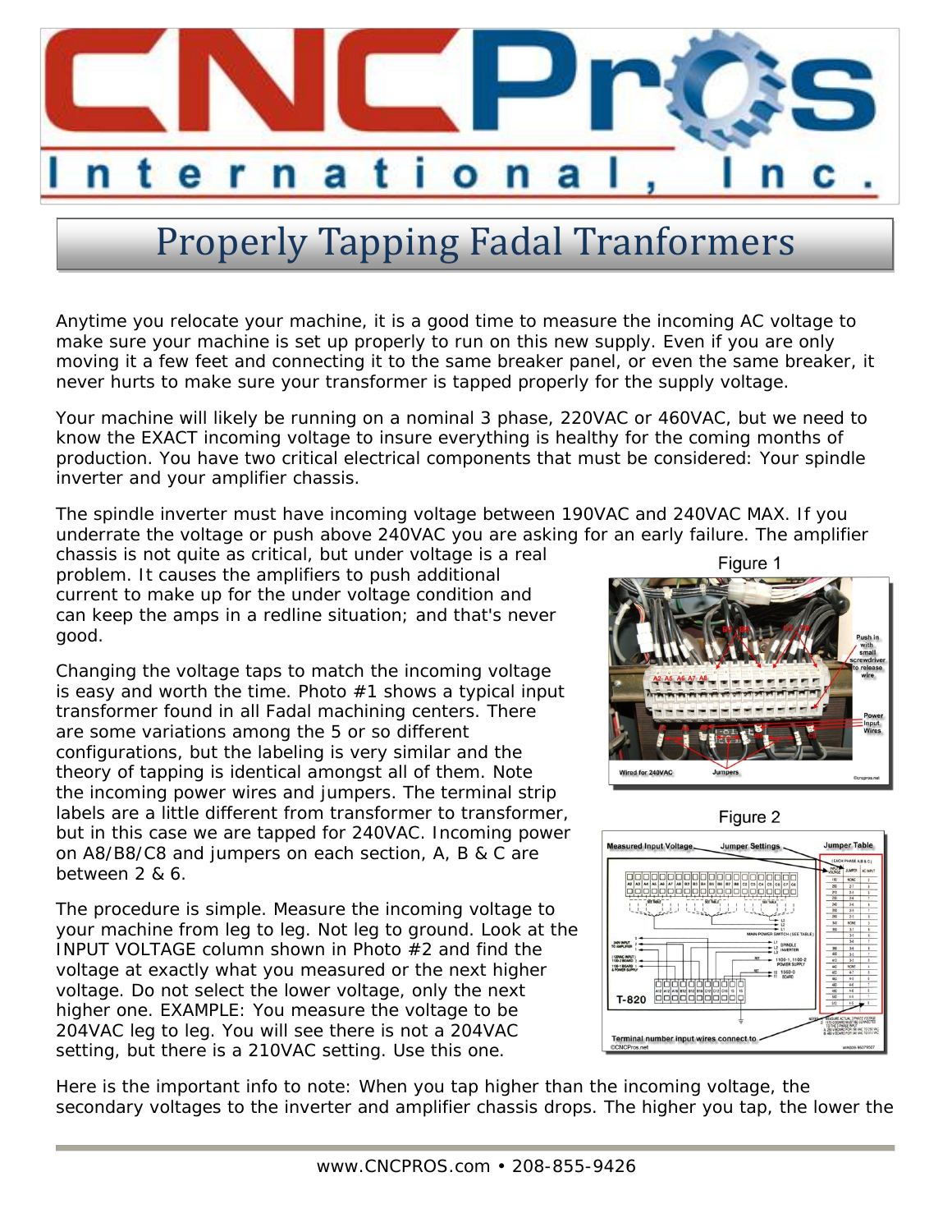# Properly Tapping Fadal Tranformers

Anytime you relocate your machine, it is a good time to measure the incoming AC voltage to make sure your machine is set up properly to run on this new supply. Even if you are only moving it a few feet and connecting it to the same breaker panel, or even the same breaker, it never hurts to make sure your transformer is tapped properly for the supply voltage.

Your machine will likely be running on a nominal 3 phase, 220VAC or 460VAC, but we need to know the EXACT incoming voltage to insure everything is healthy for the coming months of production. You have two critical electrical components that must be considered: Your spindle inverter and your amplifier chassis.

The spindle inverter must have incoming voltage between 190VAC and 240VAC MAX. If you underrate the voltage or push above 240VAC you are asking for an early failure. The amplifier chassis is not quite as critical, but under voltage is a real problem. It causes the amplifiers to push additional current to make up for the under voltage condition and can keep the amps in a redline situation; and that's never good.

Changing the voltage taps to match the incoming voltage is easy and worth the time. Photo #1 shows a typical input transformer found in all Fadal machining centers. There are some variations among the 5 or so different configurations, but the labeling is very similar and the theory of tapping is identical amongst all of them. Note the incoming power wires and jumpers. The terminal strip labels are a little different from transformer to transformer, but in this case we are tapped for 240VAC. Incoming power on A8/B8/C8 and jumpers on each section, A, B & C are between 2 & 6.

Figure 1

Figure 2

The procedure is simple. Measure the incoming voltage to your machine from leg to leg. Not leg to ground. Look at the INPUT VOLTAGE column shown in Photo #2 and find the voltage at exactly what you measured or the next higher voltage. Do not select the lower voltage, only the next higher one. EXAMPLE: You measure the voltage to be 204VAC leg to leg. You will see there is not a 204VAC setting, but there is a 210VAC setting. Use this one.

Here is the important info to note: When you tap higher than the incoming voltage, the secondary voltages to the inverter and amplifier chassis drops. The higher you tap, the lower the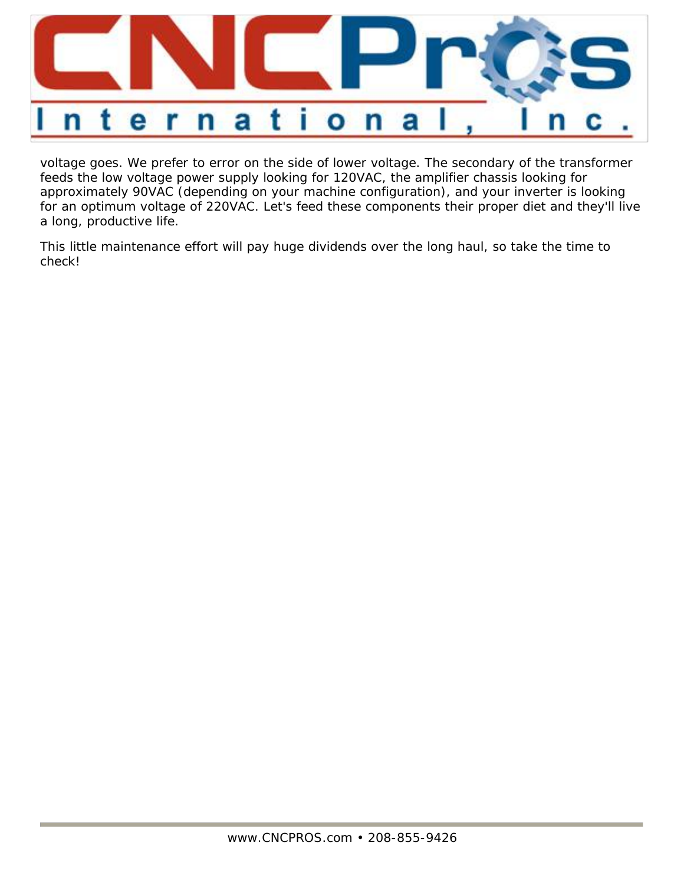voltage goes. We prefer to error on the side of lower voltage. The secondary of the transformer feeds the low voltage power supply looking for 120VAC, the amplifier chassis looking for approximately 90VAC (depending on your machine configuration), and your inverter is looking for an optimum voltage of 220VAC. Let's feed these components their proper diet and they'll live a long, productive life.

This little maintenance effort will pay huge dividends over the long haul, so take the time to check!